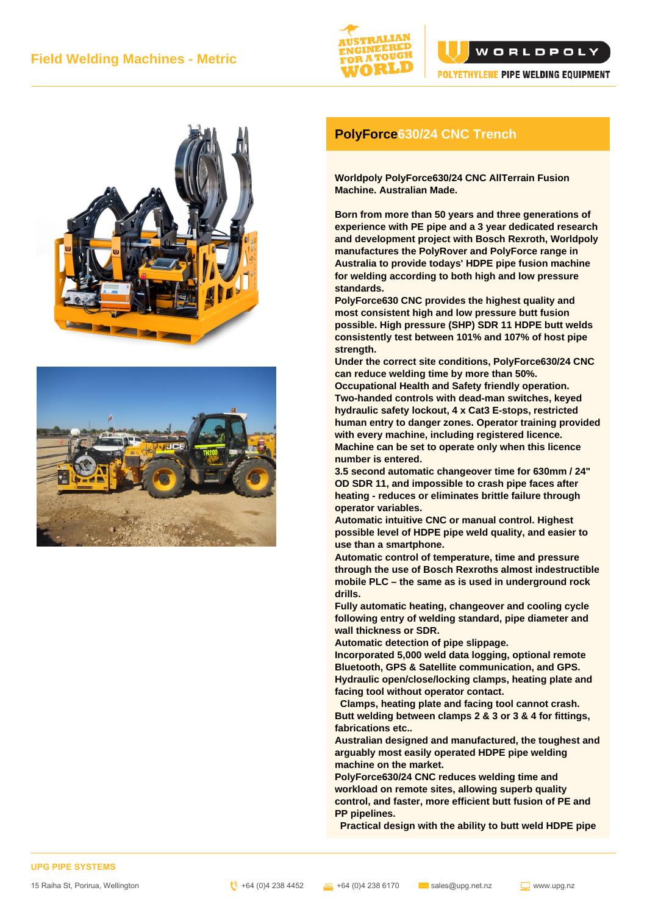# Field Welding Machines - Metric

## PolyForce630/24 CNC Trench

**Worldpoly PolyForce630/24 CNC AllTerrain Fusion Machine. Australian Made.**

**Born from more than 50 years and three generations of experience with PE pipe and a 3 year dedicated research and development project with Bosch Rexroth, Worldpoly manufactures the PolyRover and PolyForce range in Australia to provide todays' HDPE pipe fusion machine for welding according to both high and low pressure standards.**
**PolyForce630 CNC provides the highest quality and most consistent high and low pressure butt fusion possible. High pressure (SHP) SDR 11 HDPE butt welds consistently test between 101% and 107% of host pipe strength.**
**Under the correct site conditions, PolyForce630/24 CNC can reduce welding time by more than 50%.**
**Occupational Health and Safety friendly operation.**
**Two-handed controls with dead-man switches, keyed hydraulic safety lockout, 4 x Cat3 E-stops, restricted human entry to danger zones. Operator training provided with every machine, including registered licence. Machine can be set to operate only when this licence number is entered.**
**3.5 second automatic changeover time for 630mm / 24" OD SDR 11, and impossible to crash pipe faces after heating - reduces or eliminates brittle failure through operator variables.**
**Automatic intuitive CNC or manual control. Highest possible level of HDPE pipe weld quality, and easier to use than a smartphone.**
**Automatic control of temperature, time and pressure through the use of Bosch Rexroths almost indestructible mobile PLC – the same as is used in underground rock drills.**
**Fully automatic heating, changeover and cooling cycle following entry of welding standard, pipe diameter and wall thickness or SDR.**
**Automatic detection of pipe slippage.**
**Incorporated 5,000 weld data logging, optional remote Bluetooth, GPS & Satellite communication, and GPS.**
**Hydraulic open/close/locking clamps, heating plate and facing tool without operator contact.**
**Clamps, heating plate and facing tool cannot crash.**
**Butt welding between clamps 2 & 3 or 3 & 4 for fittings, fabrications etc..**
**Australian designed and manufactured, the toughest and arguably most easily operated HDPE pipe welding machine on the market.**
**PolyForce630/24 CNC reduces welding time and workload on remote sites, allowing superb quality control, and faster, more efficient butt fusion of PE and PP pipelines.**
**Practical design with the ability to butt weld HDPE pipe**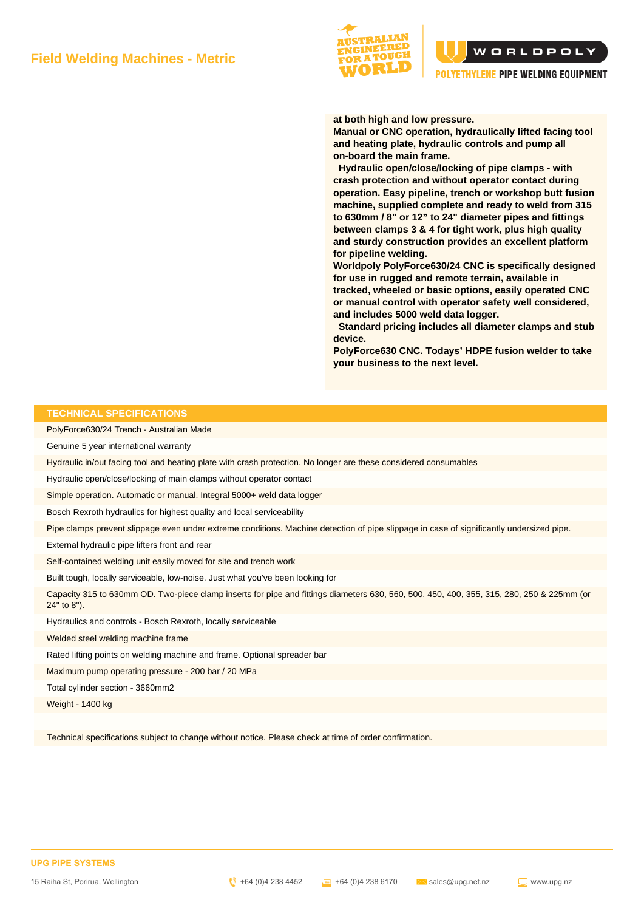**at both high and low pressure.**
**Manual or CNC operation, hydraulically lifted facing tool and heating plate, hydraulic controls and pump all on-board the main frame.**
**Hydraulic open/close/locking of pipe clamps - with crash protection and without operator contact during operation. Easy pipeline, trench or workshop butt fusion machine, supplied complete and ready to weld from 315 to 630mm / 8" or 12" to 24" diameter pipes and fittings between clamps 3 & 4 for tight work, plus high quality and sturdy construction provides an excellent platform for pipeline welding.**
**Worldpoly PolyForce630/24 CNC is specifically designed for use in rugged and remote terrain, available in tracked, wheeled or basic options, easily operated CNC or manual control with operator safety well considered, and includes 5000 weld data logger.**
**Standard pricing includes all diameter clamps and stub device.**
**PolyForce630 CNC. Todays' HDPE fusion welder to take your business to the next level.**

## TECHNICAL SPECIFICATIONS

PolyForce630/24 Trench - Australian Made

Genuine 5 year international warranty

Hydraulic in/out facing tool and heating plate with crash protection. No longer are these considered consumables

Hydraulic open/close/locking of main clamps without operator contact

Simple operation. Automatic or manual. Integral 5000+ weld data logger

Bosch Rexroth hydraulics for highest quality and local serviceability

Pipe clamps prevent slippage even under extreme conditions. Machine detection of pipe slippage in case of significantly undersized pipe.

External hydraulic pipe lifters front and rear

Self-contained welding unit easily moved for site and trench work

Built tough, locally serviceable, low-noise. Just what you've been looking for

Capacity 315 to 630mm OD. Two-piece clamp inserts for pipe and fittings diameters 630, 560, 500, 450, 400, 355, 315, 280, 250 & 225mm (or 24" to 8").

Hydraulics and controls - Bosch Rexroth, locally serviceable

Welded steel welding machine frame

Rated lifting points on welding machine and frame. Optional spreader bar

Maximum pump operating pressure - 200 bar / 20 MPa

Total cylinder section - 3660mm2

Weight - 1400 kg

Technical specifications subject to change without notice. Please check at time of order confirmation.